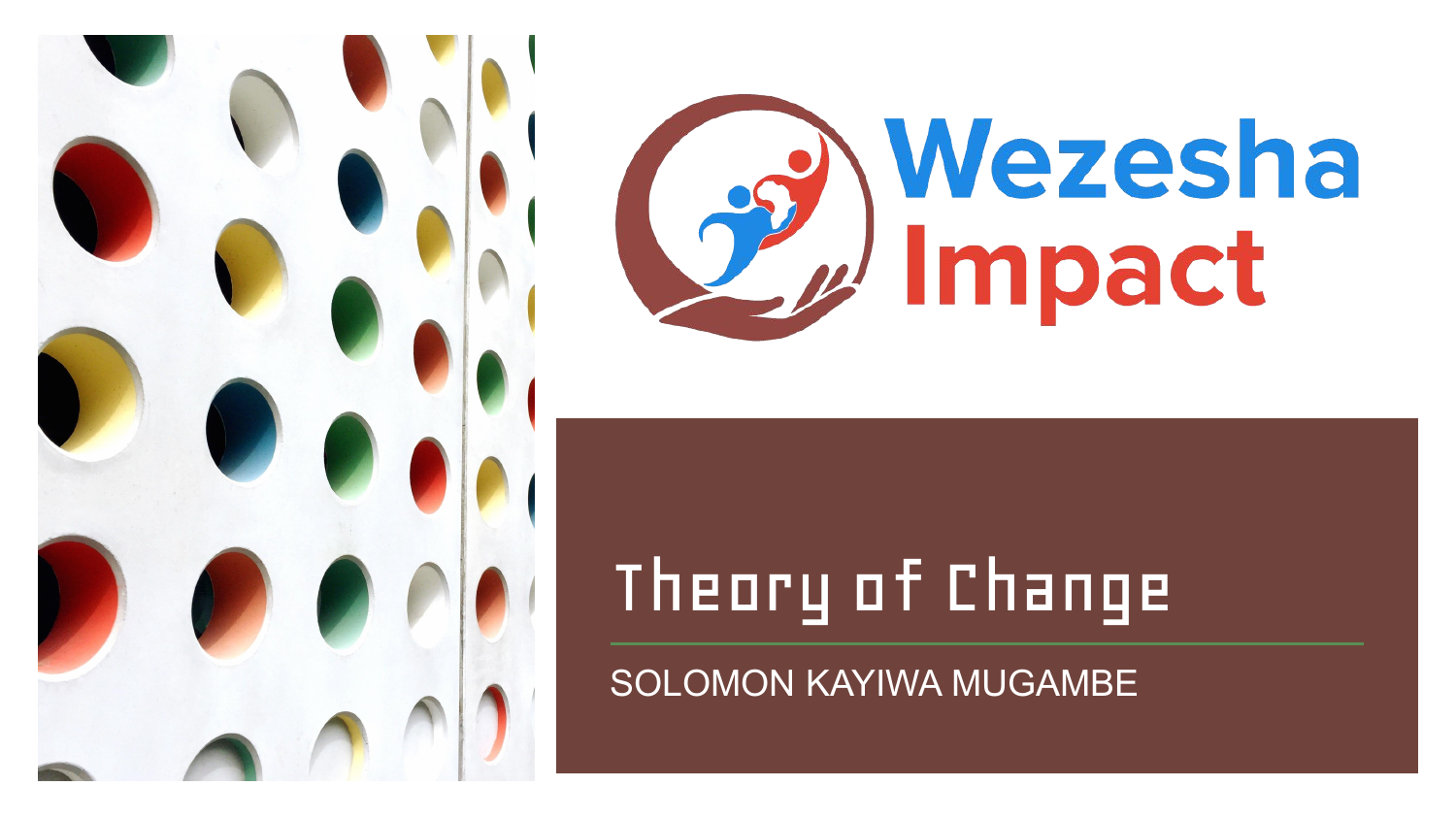Wezesha Impact

# Theory of Change

SOLOMON KAYIWA MUGAMBE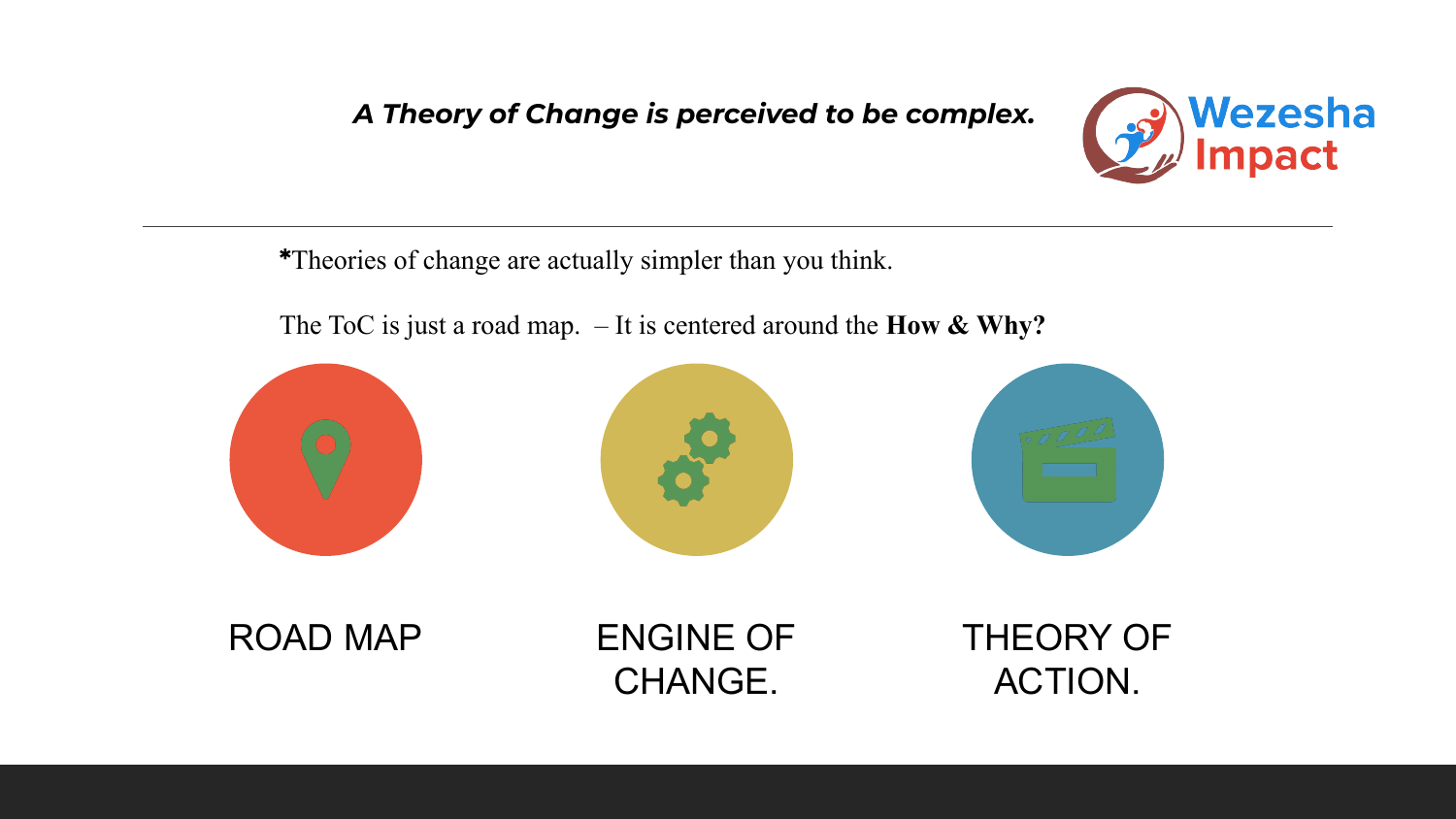***A Theory of Change is perceived to be complex.***

Wezesha Impact

---

*Theories of change are actually simpler than you think.

The ToC is just a road map. – It is centered around the **How & Why?**

ROAD MAP

ENGINE OF CHANGE.

THEORY OF ACTION.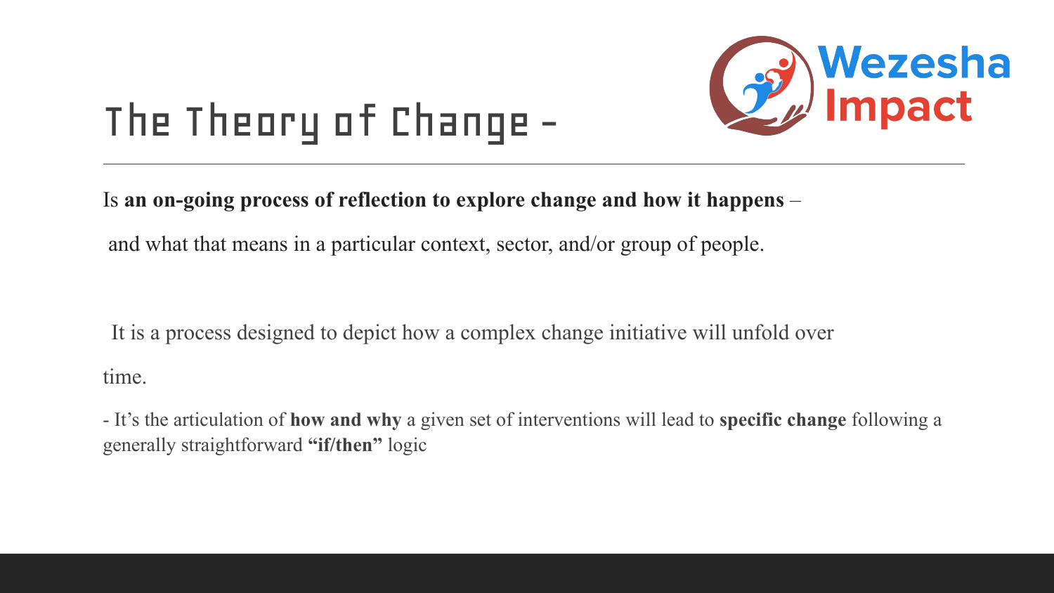# The Theory of Change –

Is **an on-going process of reflection to explore change and how it happens** –

and what that means in a particular context, sector, and/or group of people.

It is a process designed to depict how a complex change initiative will unfold over time.

- It's the articulation of **how and why** a given set of interventions will lead to **specific change** following a generally straightforward **"if/then"** logic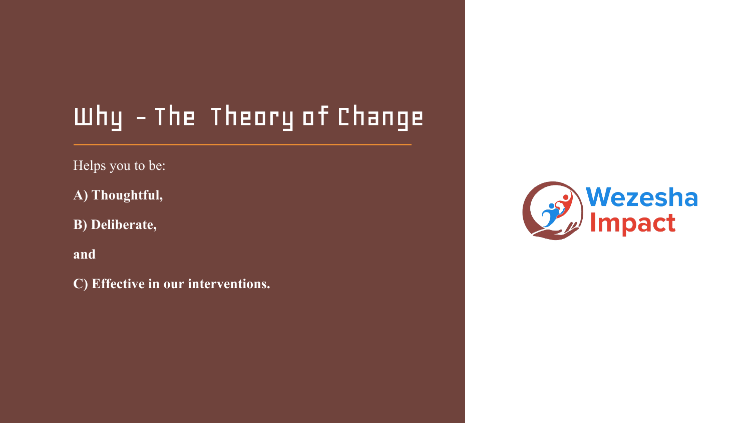# Why - The Theory of Change

Helps you to be:

**A) Thoughtful,**

**B) Deliberate,**

**and**

**C) Effective in our interventions.**

Wezesha Impact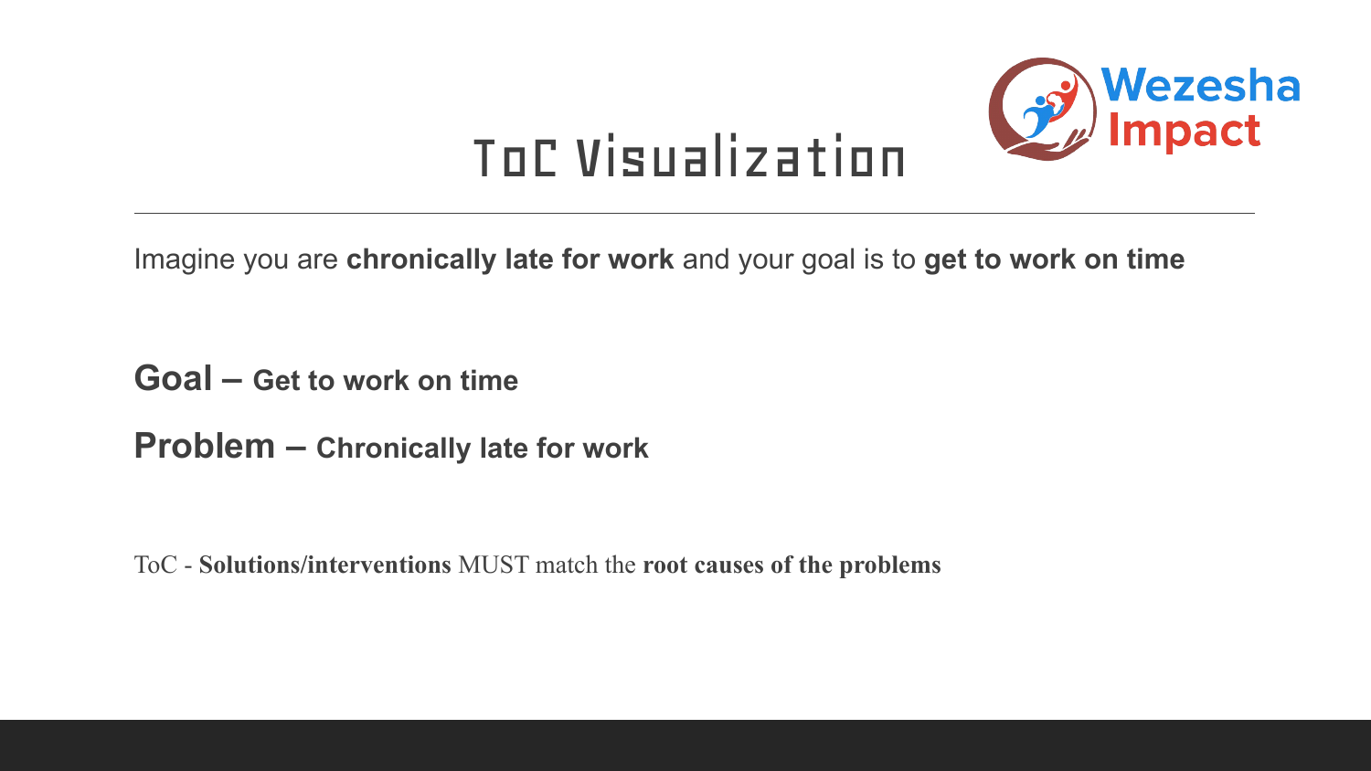# ToC Visualization

Imagine you are **chronically late for work** and your goal is to **get to work on time**

**Goal – Get to work on time**

**Problem – Chronically late for work**

ToC - **Solutions/interventions** MUST match the **root causes of the problems**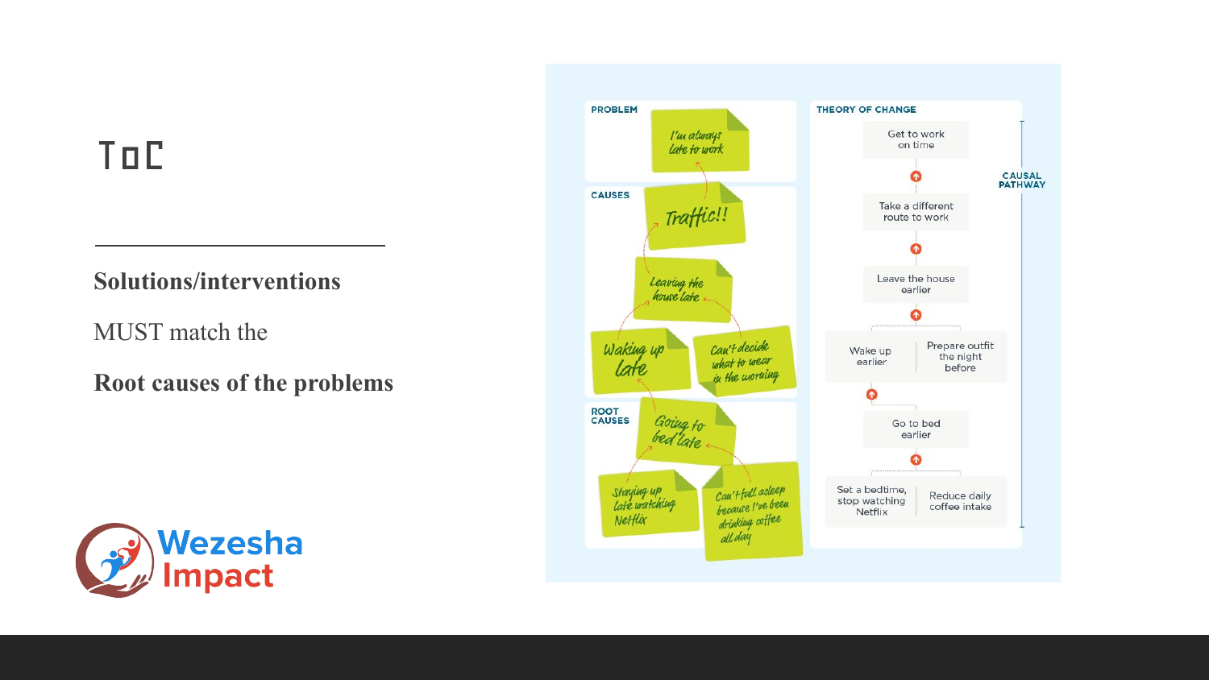# ToC

**Solutions/interventions**

MUST match the

**Root causes of the problems**

PROBLEM

I'm always late to work

CAUSES

Traffic!!

Leaving the house late

Waking up late

Can't decide what to wear in the morning

ROOT CAUSES

Going to bed late

Staying up late watching Netflix

Can't fall asleep because I've been drinking coffee all day

THEORY OF CHANGE

CAUSAL PATHWAY

Get to work on time

Take a different route to work

Leave the house earlier

Wake up earlier | Prepare outfit the night before

Go to bed earlier

Set a bedtime, stop watching Netflix | Reduce daily coffee intake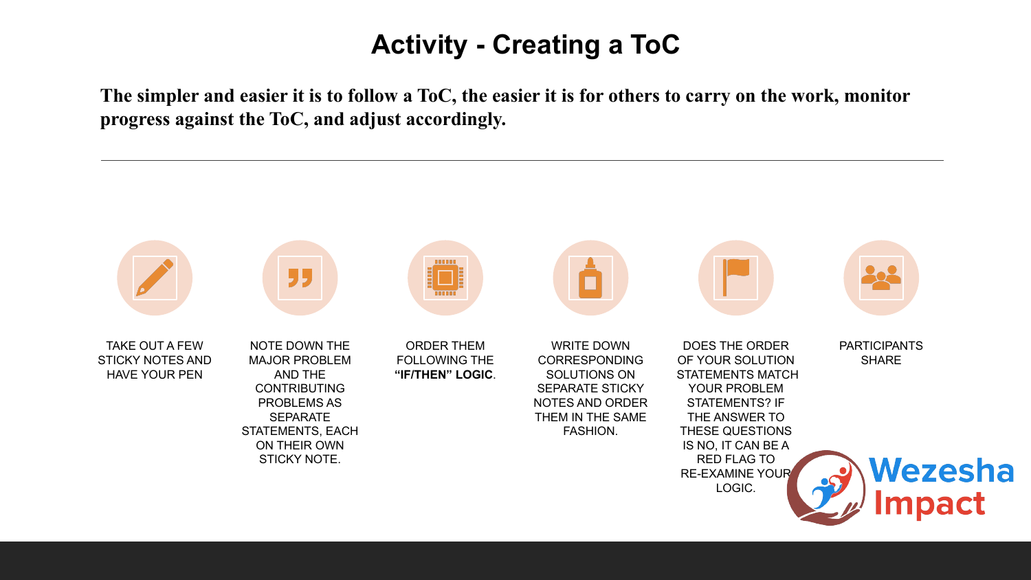# Activity - Creating a ToC

**The simpler and easier it is to follow a ToC, the easier it is for others to carry on the work, monitor progress against the ToC, and adjust accordingly.**

---

1. TAKE OUT A FEW STICKY NOTES AND HAVE YOUR PEN
2. NOTE DOWN THE MAJOR PROBLEM AND THE CONTRIBUTING PROBLEMS AS SEPARATE STATEMENTS, EACH ON THEIR OWN STICKY NOTE.
3. ORDER THEM FOLLOWING THE **"IF/THEN" LOGIC**.
4. WRITE DOWN CORRESPONDING SOLUTIONS ON SEPARATE STICKY NOTES AND ORDER THEM IN THE SAME FASHION.
5. DOES THE ORDER OF YOUR SOLUTION STATEMENTS MATCH YOUR PROBLEM STATEMENTS? IF THE ANSWER TO THESE QUESTIONS IS NO, IT CAN BE A RED FLAG TO RE-EXAMINE YOUR LOGIC.
6. PARTICIPANTS SHARE

Wezesha Impact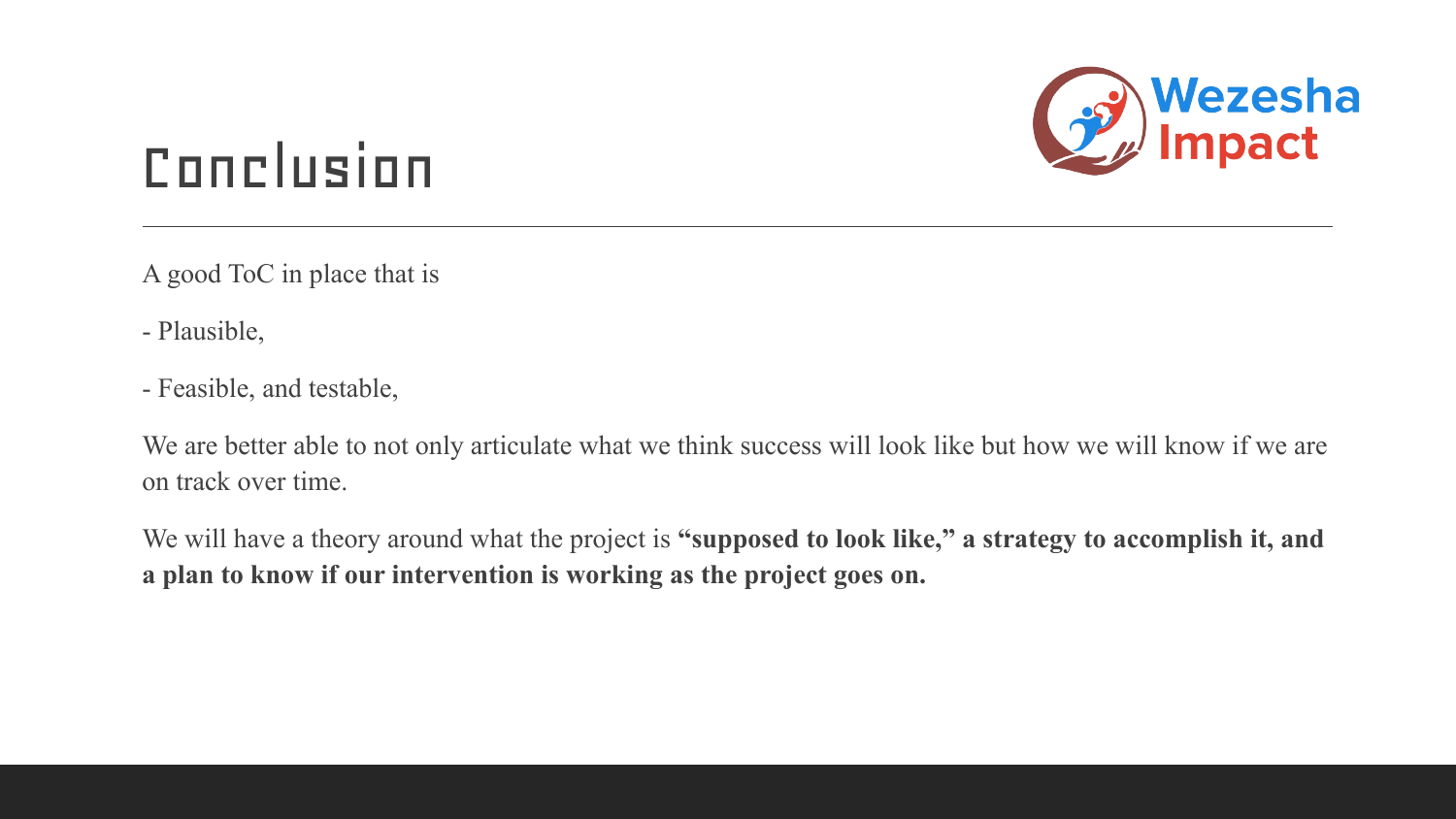# Conclusion

A good ToC in place that is

- Plausible,

- Feasible, and testable,

We are better able to not only articulate what we think success will look like but how we will know if we are on track over time.

We will have a theory around what the project is **"supposed to look like," a strategy to accomplish it, and a plan to know if our intervention is working as the project goes on.**